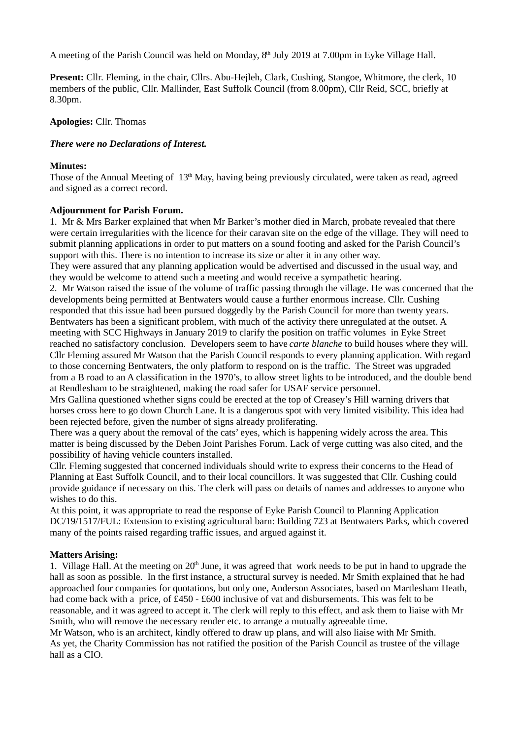A meeting of the Parish Council was held on Monday, 8th July 2019 at 7.00pm in Eyke Village Hall.

**Present:** Cllr. Fleming, in the chair, Cllrs. Abu-Hejleh, Clark, Cushing, Stangoe, Whitmore, the clerk, 10 members of the public, Cllr. Mallinder, East Suffolk Council (from 8.00pm), Cllr Reid, SCC, briefly at 8.30pm.

**Apologies:** Cllr. Thomas

***There were no Declarations of Interest.***

**Minutes:**
Those of the Annual Meeting of 13th May, having being previously circulated, were taken as read, agreed and signed as a correct record.

**Adjournment for Parish Forum.**

1. Mr & Mrs Barker explained that when Mr Barker's mother died in March, probate revealed that there were certain irregularities with the licence for their caravan site on the edge of the village. They will need to submit planning applications in order to put matters on a sound footing and asked for the Parish Council's support with this. There is no intention to increase its size or alter it in any other way.
They were assured that any planning application would be advertised and discussed in the usual way, and they would be welcome to attend such a meeting and would receive a sympathetic hearing.
2. Mr Watson raised the issue of the volume of traffic passing through the village. He was concerned that the developments being permitted at Bentwaters would cause a further enormous increase. Cllr. Cushing responded that this issue had been pursued doggedly by the Parish Council for more than twenty years. Bentwaters has been a significant problem, with much of the activity there unregulated at the outset. A meeting with SCC Highways in January 2019 to clarify the position on traffic volumes in Eyke Street reached no satisfactory conclusion. Developers seem to have *carte blanche* to build houses where they will. Cllr Fleming assured Mr Watson that the Parish Council responds to every planning application. With regard to those concerning Bentwaters, the only platform to respond on is the traffic. The Street was upgraded from a B road to an A classification in the 1970's, to allow street lights to be introduced, and the double bend at Rendlesham to be straightened, making the road safer for USAF service personnel.
Mrs Gallina questioned whether signs could be erected at the top of Creasey's Hill warning drivers that horses cross here to go down Church Lane. It is a dangerous spot with very limited visibility. This idea had been rejected before, given the number of signs already proliferating.
There was a query about the removal of the cats' eyes, which is happening widely across the area. This matter is being discussed by the Deben Joint Parishes Forum. Lack of verge cutting was also cited, and the possibility of having vehicle counters installed.
Cllr. Fleming suggested that concerned individuals should write to express their concerns to the Head of Planning at East Suffolk Council, and to their local councillors. It was suggested that Cllr. Cushing could provide guidance if necessary on this. The clerk will pass on details of names and addresses to anyone who wishes to do this.
At this point, it was appropriate to read the response of Eyke Parish Council to Planning Application DC/19/1517/FUL: Extension to existing agricultural barn: Building 723 at Bentwaters Parks, which covered many of the points raised regarding traffic issues, and argued against it.

**Matters Arising:**

1. Village Hall. At the meeting on 20th June, it was agreed that work needs to be put in hand to upgrade the hall as soon as possible. In the first instance, a structural survey is needed. Mr Smith explained that he had approached four companies for quotations, but only one, Anderson Associates, based on Martlesham Heath, had come back with a price, of £450 - £600 inclusive of vat and disbursements. This was felt to be reasonable, and it was agreed to accept it. The clerk will reply to this effect, and ask them to liaise with Mr Smith, who will remove the necessary render etc. to arrange a mutually agreeable time.
Mr Watson, who is an architect, kindly offered to draw up plans, and will also liaise with Mr Smith.
As yet, the Charity Commission has not ratified the position of the Parish Council as trustee of the village hall as a CIO.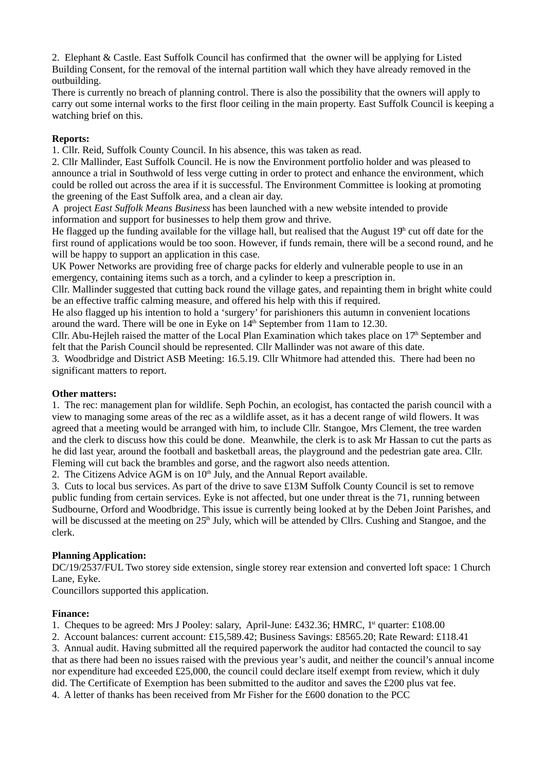2. Elephant & Castle. East Suffolk Council has confirmed that the owner will be applying for Listed Building Consent, for the removal of the internal partition wall which they have already removed in the outbuilding.
There is currently no breach of planning control. There is also the possibility that the owners will apply to carry out some internal works to the first floor ceiling in the main property. East Suffolk Council is keeping a watching brief on this.

**Reports:**

1. Cllr. Reid, Suffolk County Council. In his absence, this was taken as read.
2. Cllr Mallinder, East Suffolk Council. He is now the Environment portfolio holder and was pleased to announce a trial in Southwold of less verge cutting in order to protect and enhance the environment, which could be rolled out across the area if it is successful. The Environment Committee is looking at promoting the greening of the East Suffolk area, and a clean air day.
A project *East Suffolk Means Business* has been launched with a new website intended to provide information and support for businesses to help them grow and thrive.
He flagged up the funding available for the village hall, but realised that the August 19th cut off date for the first round of applications would be too soon. However, if funds remain, there will be a second round, and he will be happy to support an application in this case.
UK Power Networks are providing free of charge packs for elderly and vulnerable people to use in an emergency, containing items such as a torch, and a cylinder to keep a prescription in.
Cllr. Mallinder suggested that cutting back round the village gates, and repainting them in bright white could be an effective traffic calming measure, and offered his help with this if required.
He also flagged up his intention to hold a 'surgery' for parishioners this autumn in convenient locations around the ward. There will be one in Eyke on 14th September from 11am to 12.30.
Cllr. Abu-Hejleh raised the matter of the Local Plan Examination which takes place on 17th September and felt that the Parish Council should be represented. Cllr Mallinder was not aware of this date.
3. Woodbridge and District ASB Meeting: 16.5.19. Cllr Whitmore had attended this. There had been no significant matters to report.

**Other matters:**

1. The rec: management plan for wildlife. Seph Pochin, an ecologist, has contacted the parish council with a view to managing some areas of the rec as a wildlife asset, as it has a decent range of wild flowers. It was agreed that a meeting would be arranged with him, to include Cllr. Stangoe, Mrs Clement, the tree warden and the clerk to discuss how this could be done. Meanwhile, the clerk is to ask Mr Hassan to cut the parts as he did last year, around the football and basketball areas, the playground and the pedestrian gate area. Cllr. Fleming will cut back the brambles and gorse, and the ragwort also needs attention.
2. The Citizens Advice AGM is on 10th July, and the Annual Report available.
3. Cuts to local bus services. As part of the drive to save £13M Suffolk County Council is set to remove public funding from certain services. Eyke is not affected, but one under threat is the 71, running between Sudbourne, Orford and Woodbridge. This issue is currently being looked at by the Deben Joint Parishes, and will be discussed at the meeting on 25th July, which will be attended by Cllrs. Cushing and Stangoe, and the clerk.

**Planning Application:**

DC/19/2537/FUL Two storey side extension, single storey rear extension and converted loft space: 1 Church Lane, Eyke.
Councillors supported this application.

**Finance:**

1. Cheques to be agreed: Mrs J Pooley: salary, April-June: £432.36; HMRC, 1st quarter: £108.00
2. Account balances: current account: £15,589.42; Business Savings: £8565.20; Rate Reward: £118.41
3. Annual audit. Having submitted all the required paperwork the auditor had contacted the council to say that as there had been no issues raised with the previous year's audit, and neither the council's annual income nor expenditure had exceeded £25,000, the council could declare itself exempt from review, which it duly did. The Certificate of Exemption has been submitted to the auditor and saves the £200 plus vat fee.
4. A letter of thanks has been received from Mr Fisher for the £600 donation to the PCC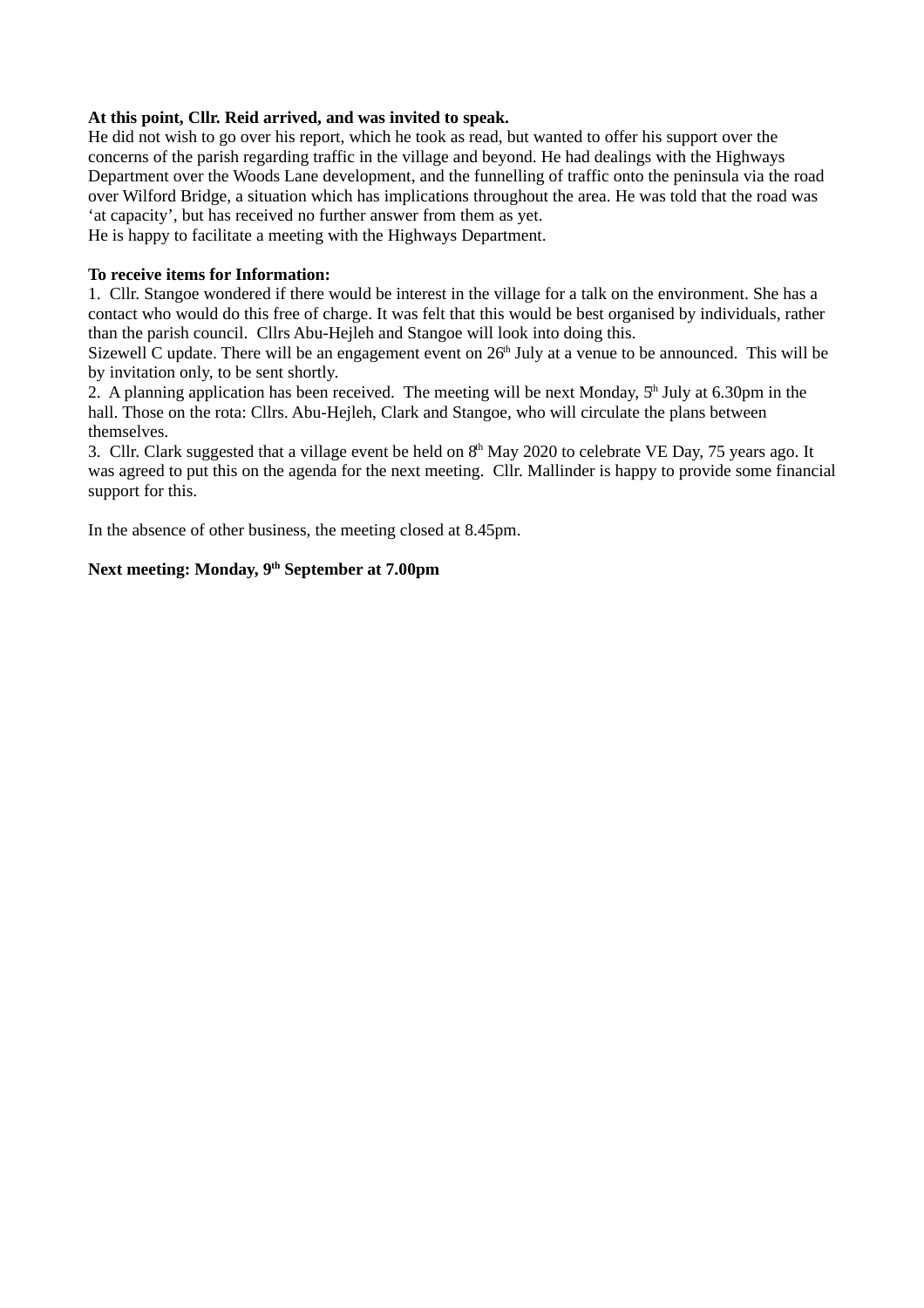**At this point, Cllr. Reid arrived, and was invited to speak.**

He did not wish to go over his report, which he took as read, but wanted to offer his support over the concerns of the parish regarding traffic in the village and beyond. He had dealings with the Highways Department over the Woods Lane development, and the funnelling of traffic onto the peninsula via the road over Wilford Bridge, a situation which has implications throughout the area. He was told that the road was 'at capacity', but has received no further answer from them as yet.

He is happy to facilitate a meeting with the Highways Department.

**To receive items for Information:**

1. Cllr. Stangoe wondered if there would be interest in the village for a talk on the environment. She has a contact who would do this free of charge. It was felt that this would be best organised by individuals, rather than the parish council. Cllrs Abu-Hejleh and Stangoe will look into doing this.

Sizewell C update. There will be an engagement event on 26th July at a venue to be announced. This will be by invitation only, to be sent shortly.

2. A planning application has been received. The meeting will be next Monday, 5th July at 6.30pm in the hall. Those on the rota: Cllrs. Abu-Hejleh, Clark and Stangoe, who will circulate the plans between themselves.

3. Cllr. Clark suggested that a village event be held on 8th May 2020 to celebrate VE Day, 75 years ago. It was agreed to put this on the agenda for the next meeting. Cllr. Mallinder is happy to provide some financial support for this.

In the absence of other business, the meeting closed at 8.45pm.

**Next meeting: Monday, 9th September at 7.00pm**